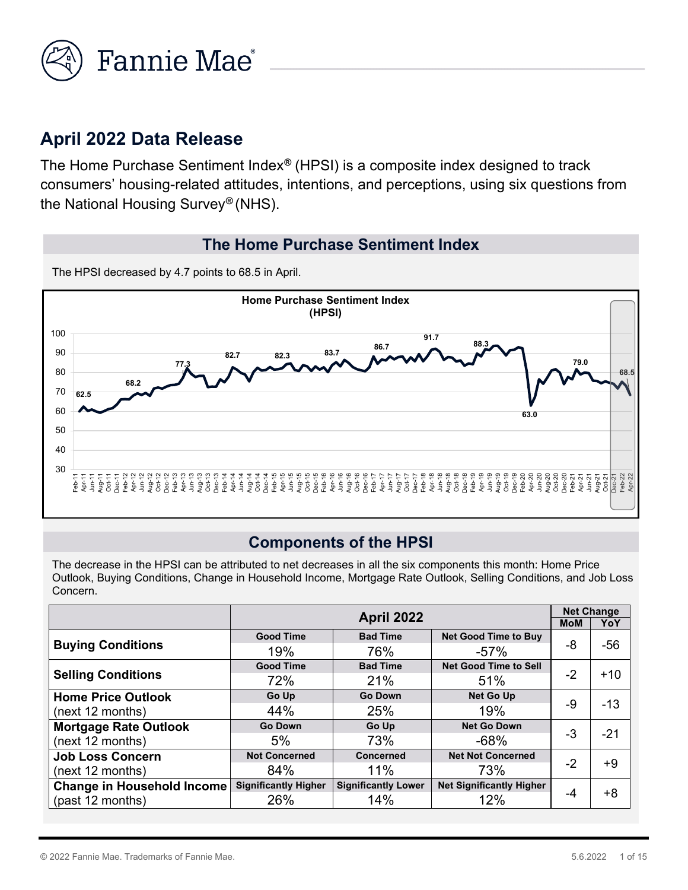## April 2022 Data Release

The Home Purchase Sentiment Index® (HPSI) is a composite index designed to track consumers' housing-related attitudes, intentions, and perceptions, using six questions from the National Housing Survey® (NHS).

### The Home Purchase Sentiment Index

The HPSI decreased by 4.7 points to 68.5 in April.

### Components of the HPSI

The decrease in the HPSI can be attributed to net decreases in all the six components this month: Home Price Outlook, Buying Conditions, Change in Household Income, Mortgage Rate Outlook, Selling Conditions, and Job Loss Concern.

| | April 2022 | | | Net Change | |
|---|---|---|---|---|---|
| | | | | MoM | YoY |
| **Buying Conditions** | Good Time: 19% | Bad Time: 76% | Net Good Time to Buy: -57% | -8 | -56 |
| **Selling Conditions** | Good Time: 72% | Bad Time: 21% | Net Good Time to Sell: 51% | -2 | +10 |
| **Home Price Outlook** (next 12 months) | Go Up: 44% | Go Down: 25% | Net Go Up: 19% | -9 | -13 |
| **Mortgage Rate Outlook** (next 12 months) | Go Down: 5% | Go Up: 73% | Net Go Down: -68% | -3 | -21 |
| **Job Loss Concern** (next 12 months) | Not Concerned: 84% | Concerned: 11% | Net Not Concerned: 73% | -2 | +9 |
| **Change in Household Income** (past 12 months) | Significantly Higher: 26% | Significantly Lower: 14% | Net Significantly Higher: 12% | -4 | +8 |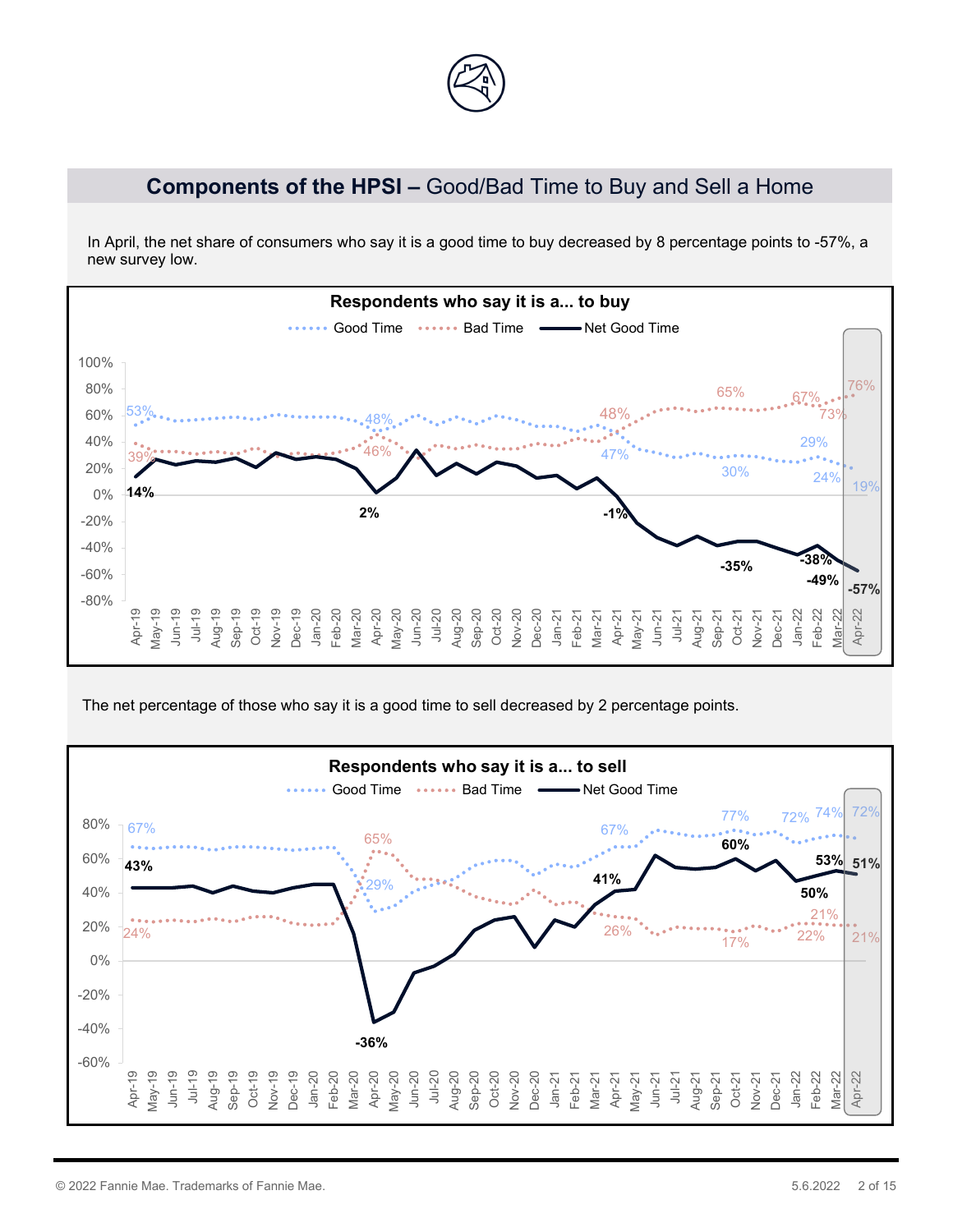## **Components of the HPSI –** Good/Bad Time to Buy and Sell a Home

In April, the net share of consumers who say it is a good time to buy decreased by 8 percentage points to -57%, a new survey low.

**Respondents who say it is a... to buy**

Good Time · Bad Time · Net Good Time

The net percentage of those who say it is a good time to sell decreased by 2 percentage points.

**Respondents who say it is a... to sell**

Good Time · Bad Time · Net Good Time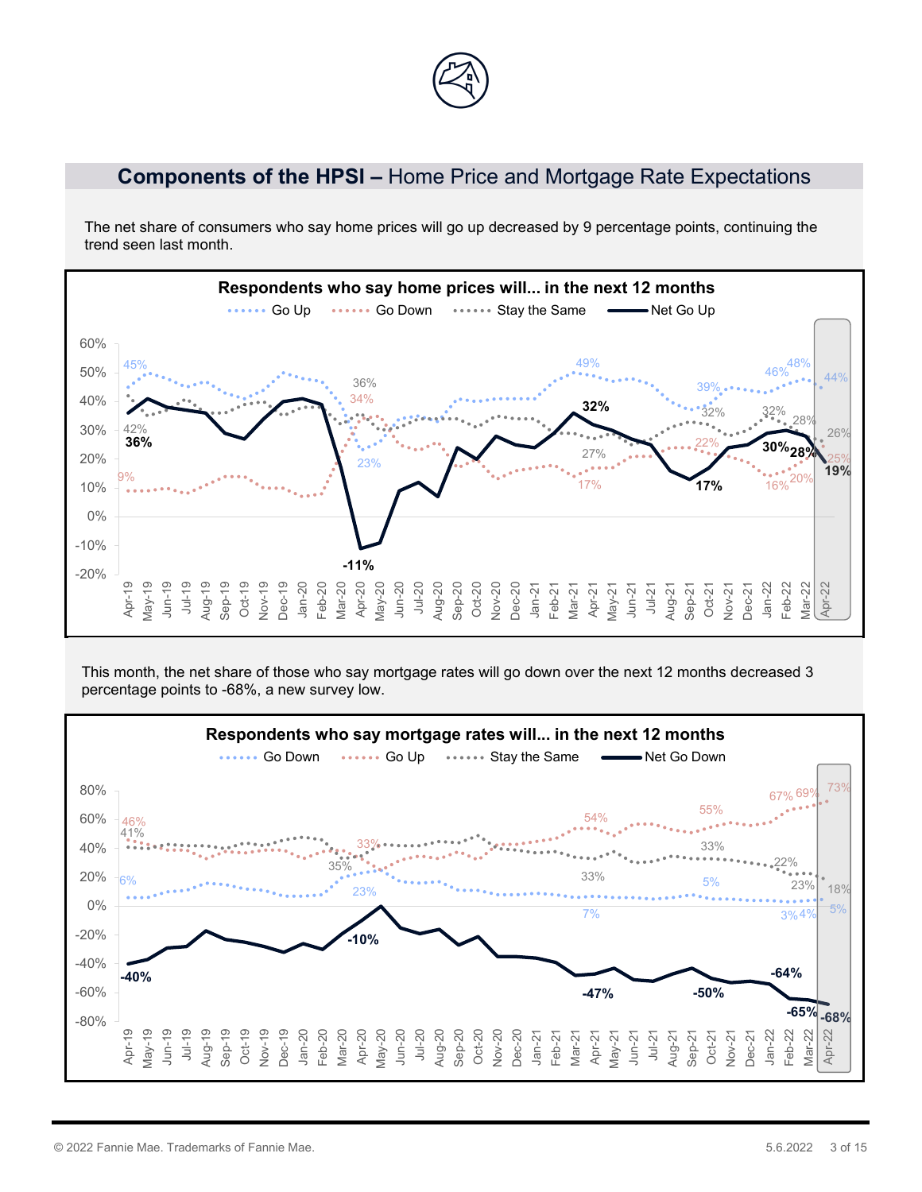## **Components of the HPSI –** Home Price and Mortgage Rate Expectations

The net share of consumers who say home prices will go up decreased by 9 percentage points, continuing the trend seen last month.

**Respondents who say home prices will... in the next 12 months**

Go Up | Go Down | Stay the Same | Net Go Up

This month, the net share of those who say mortgage rates will go down over the next 12 months decreased 3 percentage points to -68%, a new survey low.

**Respondents who say mortgage rates will... in the next 12 months**

Go Down | Go Up | Stay the Same | Net Go Down

© 2022 Fannie Mae. Trademarks of Fannie Mae.

5.6.2022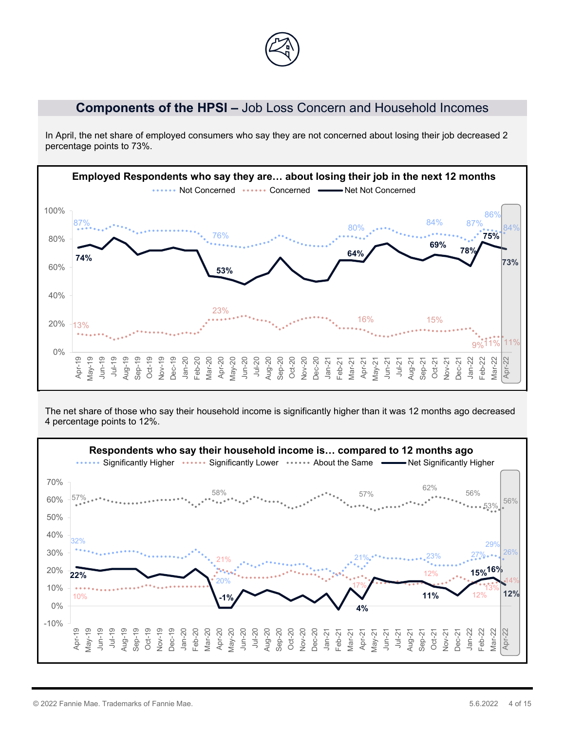## **Components of the HPSI –** Job Loss Concern and Household Incomes

In April, the net share of employed consumers who say they are not concerned about losing their job decreased 2 percentage points to 73%.

**Employed Respondents who say they are… about losing their job in the next 12 months**

Not Concerned | Concerned | Net Not Concerned

The net share of those who say their household income is significantly higher than it was 12 months ago decreased 4 percentage points to 12%.

**Respondents who say their household income is… compared to 12 months ago**

Significantly Higher | Significantly Lower | About the Same | Net Significantly Higher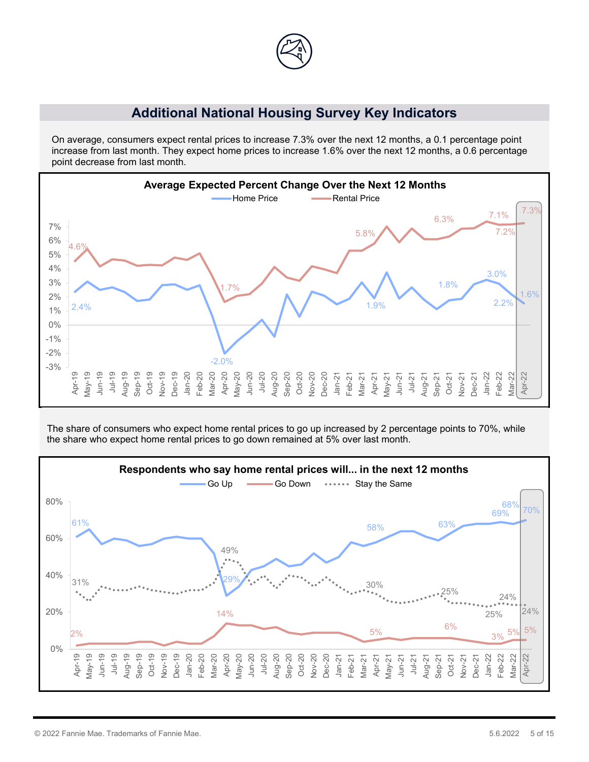## Additional National Housing Survey Key Indicators

On average, consumers expect rental prices to increase 7.3% over the next 12 months, a 0.1 percentage point increase from last month. They expect home prices to increase 1.6% over the next 12 months, a 0.6 percentage point decrease from last month.

**Average Expected Percent Change Over the Next 12 Months**

The share of consumers who expect home rental prices to go up increased by 2 percentage points to 70%, while the share who expect home rental prices to go down remained at 5% over last month.

**Respondents who say home rental prices will... in the next 12 months**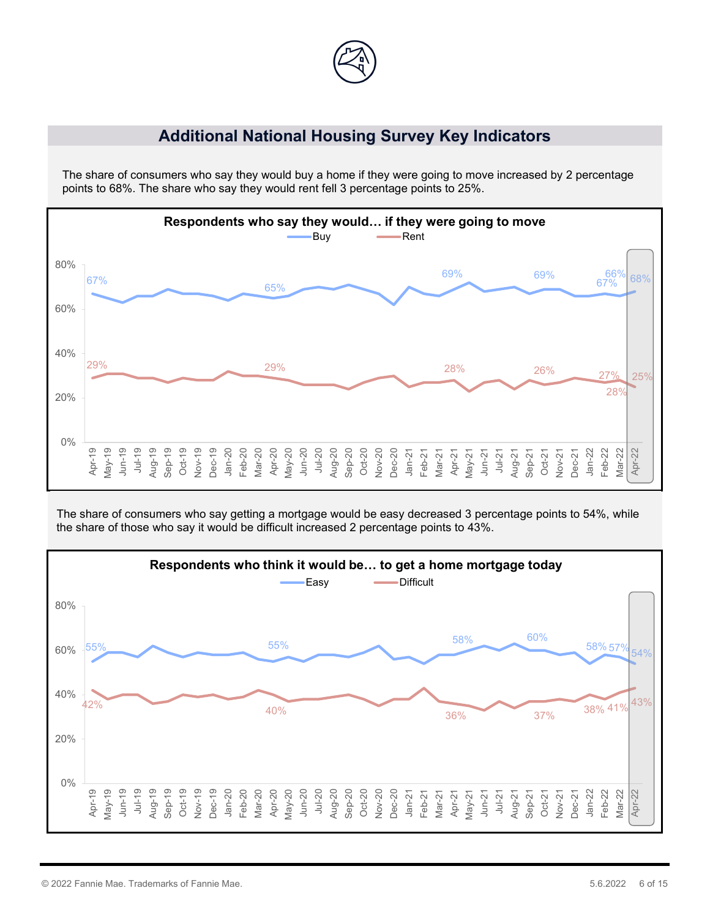## Additional National Housing Survey Key Indicators

The share of consumers who say they would buy a home if they were going to move increased by 2 percentage points to 68%. The share who say they would rent fell 3 percentage points to 25%.

**Respondents who say they would… if they were going to move**

The share of consumers who say getting a mortgage would be easy decreased 3 percentage points to 54%, while the share of those who say it would be difficult increased 2 percentage points to 43%.

**Respondents who think it would be… to get a home mortgage today**

© 2022 Fannie Mae. Trademarks of Fannie Mae.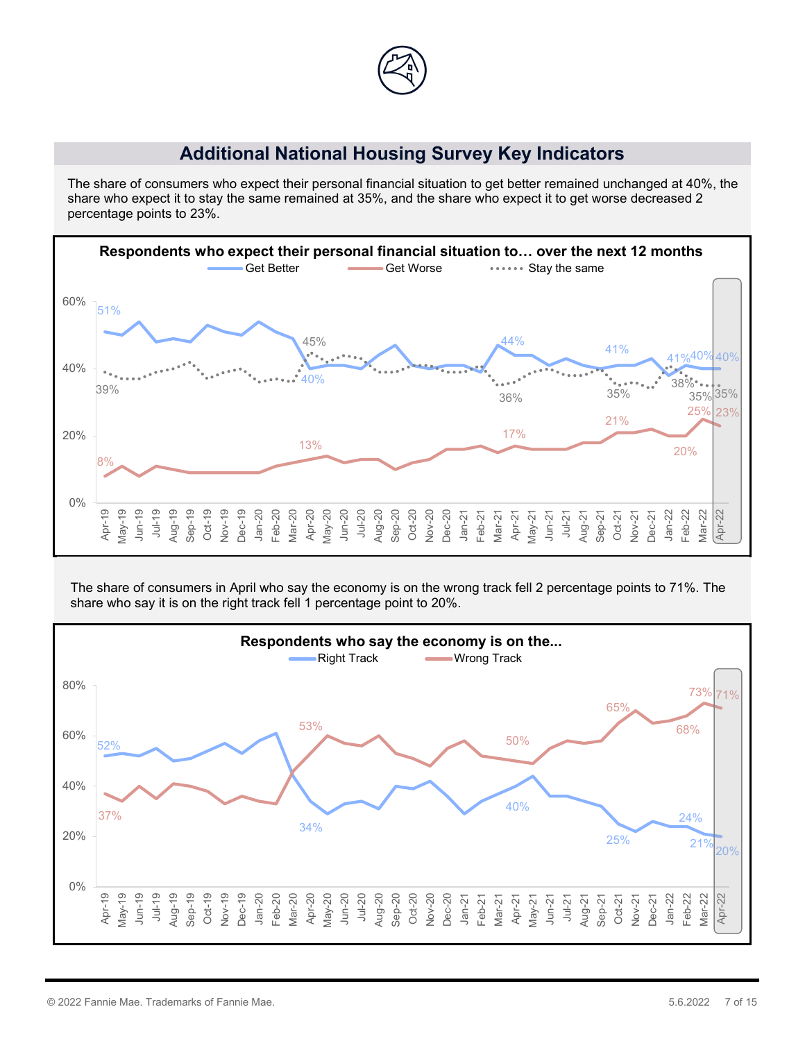## Additional National Housing Survey Key Indicators

The share of consumers who expect their personal financial situation to get better remained unchanged at 40%, the share who expect it to stay the same remained at 35%, and the share who expect it to get worse decreased 2 percentage points to 23%.

**Respondents who expect their personal financial situation to… over the next 12 months**

The share of consumers in April who say the economy is on the wrong track fell 2 percentage points to 71%. The share who say it is on the right track fell 1 percentage point to 20%.

**Respondents who say the economy is on the...**

© 2022 Fannie Mae. Trademarks of Fannie Mae.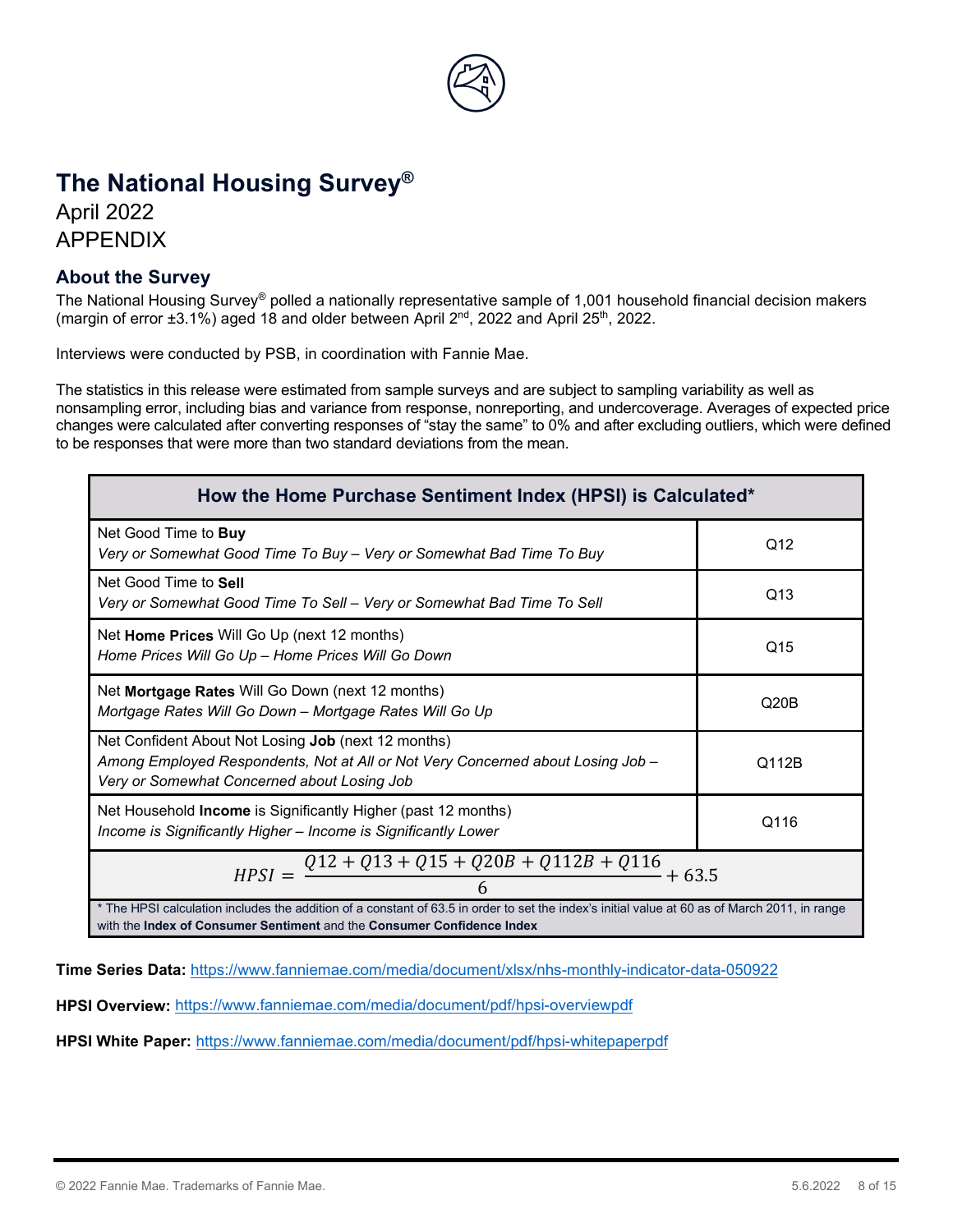# The National Housing Survey®

April 2022

APPENDIX

## About the Survey

The National Housing Survey® polled a nationally representative sample of 1,001 household financial decision makers (margin of error ±3.1%) aged 18 and older between April 2nd, 2022 and April 25th, 2022.

Interviews were conducted by PSB, in coordination with Fannie Mae.

The statistics in this release were estimated from sample surveys and are subject to sampling variability as well as nonsampling error, including bias and variance from response, nonreporting, and undercoverage. Averages of expected price changes were calculated after converting responses of "stay the same" to 0% and after excluding outliers, which were defined to be responses that were more than two standard deviations from the mean.

| How the Home Purchase Sentiment Index (HPSI) is Calculated* | |
|---|---|
| Net Good Time to **Buy**<br>*Very or Somewhat Good Time To Buy – Very or Somewhat Bad Time To Buy* | Q12 |
| Net Good Time to **Sell**<br>*Very or Somewhat Good Time To Sell – Very or Somewhat Bad Time To Sell* | Q13 |
| Net **Home Prices** Will Go Up (next 12 months)<br>*Home Prices Will Go Up – Home Prices Will Go Down* | Q15 |
| Net **Mortgage Rates** Will Go Down (next 12 months)<br>*Mortgage Rates Will Go Down – Mortgage Rates Will Go Up* | Q20B |
| Net Confident About Not Losing **Job** (next 12 months)<br>*Among Employed Respondents, Not at All or Not Very Concerned about Losing Job – Very or Somewhat Concerned about Losing Job* | Q112B |
| Net Household **Income** is Significantly Higher (past 12 months)<br>*Income is Significantly Higher – Income is Significantly Lower* | Q116 |

$$HPSI = \frac{Q12 + Q13 + Q15 + Q20B + Q112B + Q116}{6} + 63.5$$

\* The HPSI calculation includes the addition of a constant of 63.5 in order to set the index's initial value at 60 as of March 2011, in range with the **Index of Consumer Sentiment** and the **Consumer Confidence Index**

**Time Series Data:** https://www.fanniemae.com/media/document/xlsx/nhs-monthly-indicator-data-050922

**HPSI Overview:** https://www.fanniemae.com/media/document/pdf/hpsi-overviewpdf

**HPSI White Paper:** https://www.fanniemae.com/media/document/pdf/hpsi-whitepaperpdf

© 2022 Fannie Mae. Trademarks of Fannie Mae.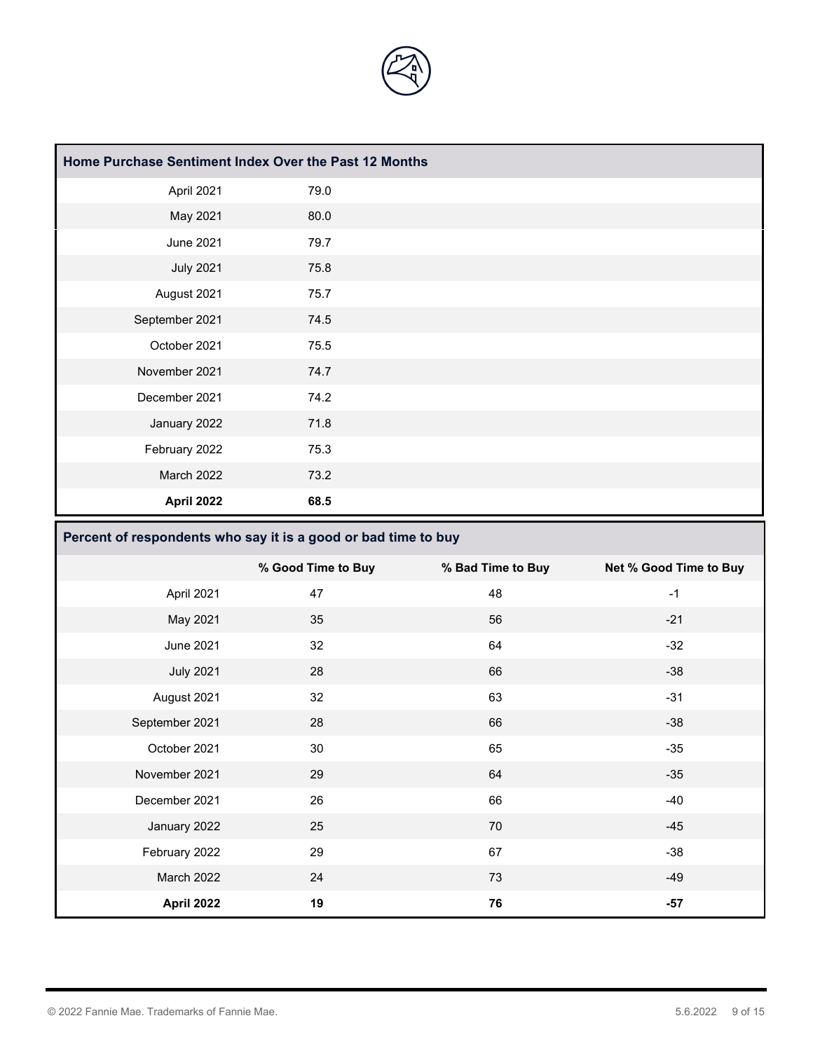| Home Purchase Sentiment Index Over the Past 12 Months | |
|---|---|
| April 2021 | 79.0 |
| May 2021 | 80.0 |
| June 2021 | 79.7 |
| July 2021 | 75.8 |
| August 2021 | 75.7 |
| September 2021 | 74.5 |
| October 2021 | 75.5 |
| November 2021 | 74.7 |
| December 2021 | 74.2 |
| January 2022 | 71.8 |
| February 2022 | 75.3 |
| March 2022 | 73.2 |
| **April 2022** | **68.5** |

**Percent of respondents who say it is a good or bad time to buy**

| | % Good Time to Buy | % Bad Time to Buy | Net % Good Time to Buy |
|---|---|---|---|
| April 2021 | 47 | 48 | -1 |
| May 2021 | 35 | 56 | -21 |
| June 2021 | 32 | 64 | -32 |
| July 2021 | 28 | 66 | -38 |
| August 2021 | 32 | 63 | -31 |
| September 2021 | 28 | 66 | -38 |
| October 2021 | 30 | 65 | -35 |
| November 2021 | 29 | 64 | -35 |
| December 2021 | 26 | 66 | -40 |
| January 2022 | 25 | 70 | -45 |
| February 2022 | 29 | 67 | -38 |
| March 2022 | 24 | 73 | -49 |
| **April 2022** | **19** | **76** | **-57** |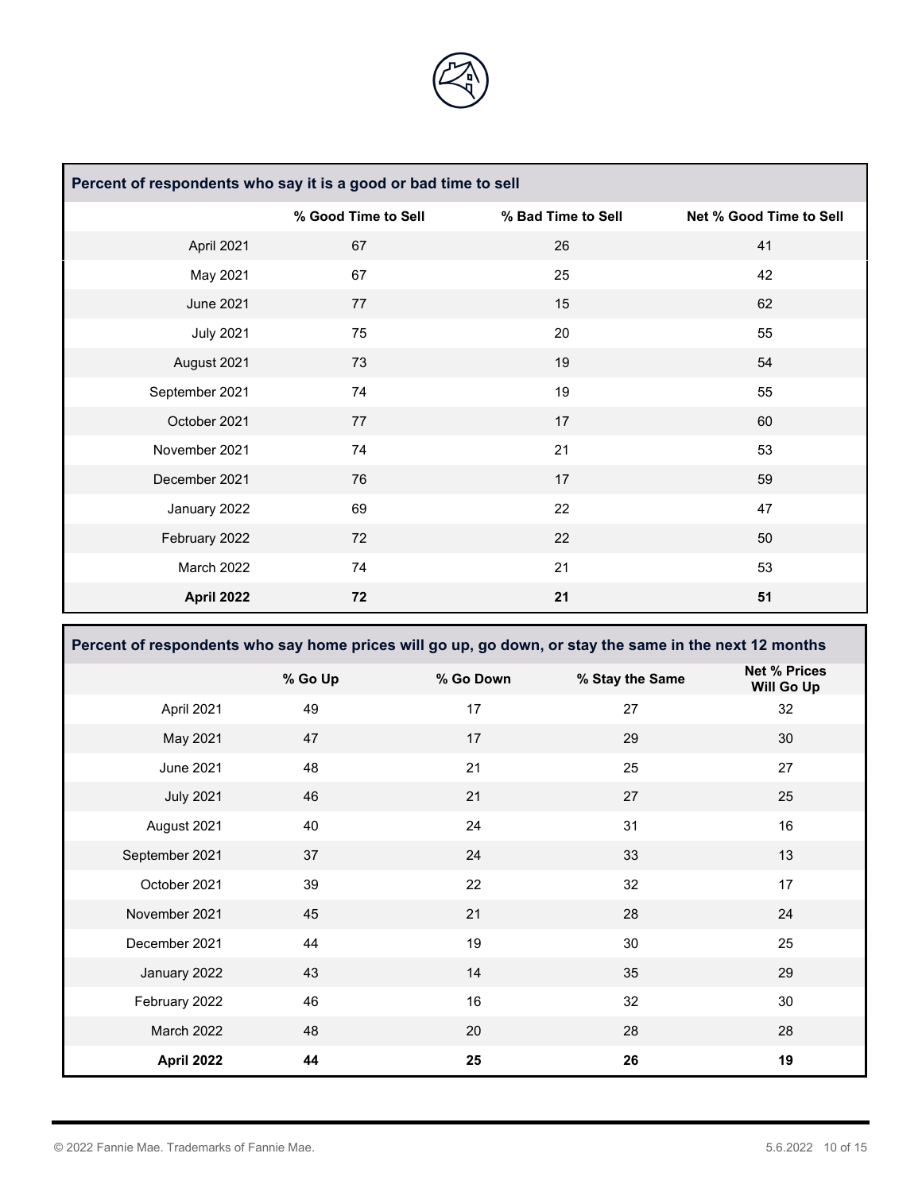| Percent of respondents who say it is a good or bad time to sell | | | |
|---|---|---|---|
| | % Good Time to Sell | % Bad Time to Sell | Net % Good Time to Sell |
| April 2021 | 67 | 26 | 41 |
| May 2021 | 67 | 25 | 42 |
| June 2021 | 77 | 15 | 62 |
| July 2021 | 75 | 20 | 55 |
| August 2021 | 73 | 19 | 54 |
| September 2021 | 74 | 19 | 55 |
| October 2021 | 77 | 17 | 60 |
| November 2021 | 74 | 21 | 53 |
| December 2021 | 76 | 17 | 59 |
| January 2022 | 69 | 22 | 47 |
| February 2022 | 72 | 22 | 50 |
| March 2022 | 74 | 21 | 53 |
| **April 2022** | **72** | **21** | **51** |

| Percent of respondents who say home prices will go up, go down, or stay the same in the next 12 months | | | | |
|---|---|---|---|---|
| | % Go Up | % Go Down | % Stay the Same | Net % Prices Will Go Up |
| April 2021 | 49 | 17 | 27 | 32 |
| May 2021 | 47 | 17 | 29 | 30 |
| June 2021 | 48 | 21 | 25 | 27 |
| July 2021 | 46 | 21 | 27 | 25 |
| August 2021 | 40 | 24 | 31 | 16 |
| September 2021 | 37 | 24 | 33 | 13 |
| October 2021 | 39 | 22 | 32 | 17 |
| November 2021 | 45 | 21 | 28 | 24 |
| December 2021 | 44 | 19 | 30 | 25 |
| January 2022 | 43 | 14 | 35 | 29 |
| February 2022 | 46 | 16 | 32 | 30 |
| March 2022 | 48 | 20 | 28 | 28 |
| **April 2022** | **44** | **25** | **26** | **19** |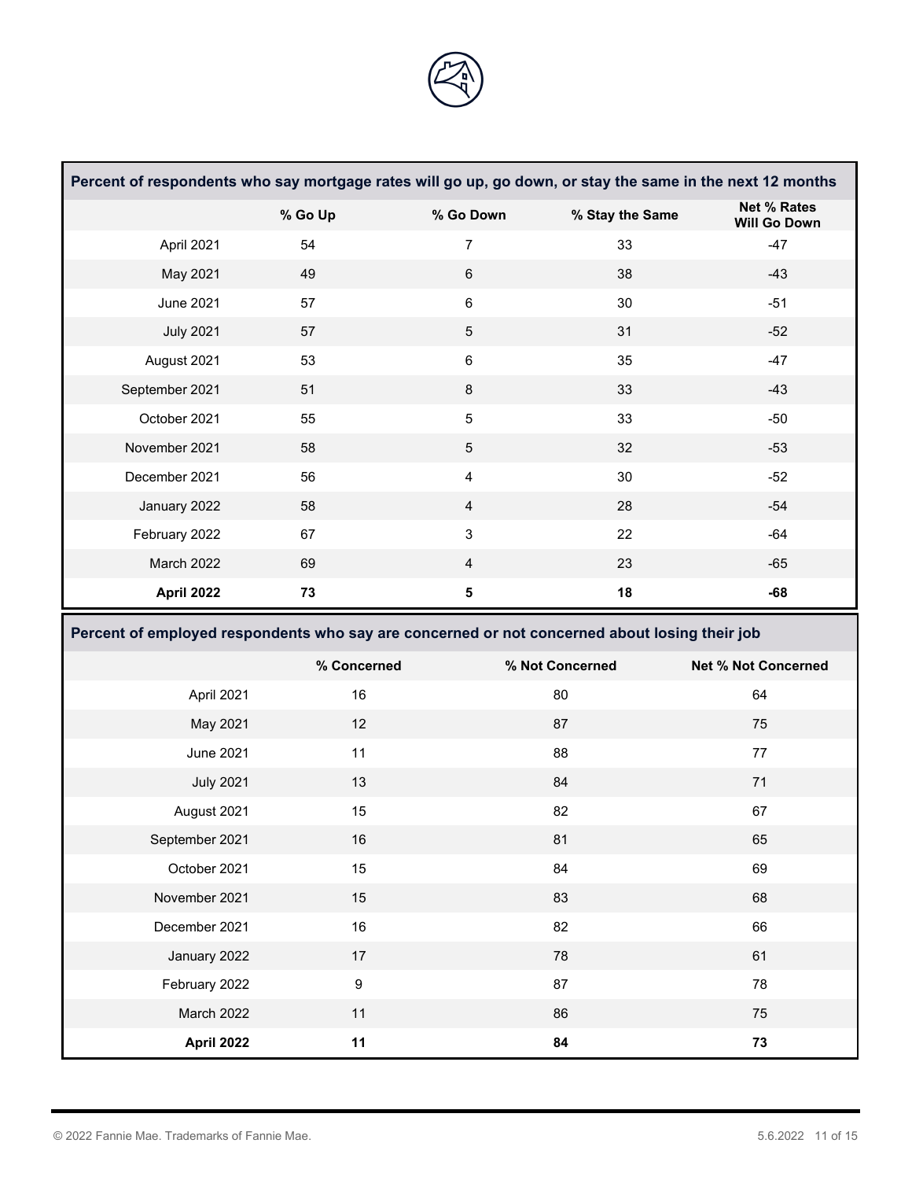| Percent of respondents who say mortgage rates will go up, go down, or stay the same in the next 12 months | | | | |
|---|---|---|---|---|
| | % Go Up | % Go Down | % Stay the Same | Net % Rates Will Go Down |
| April 2021 | 54 | 7 | 33 | -47 |
| May 2021 | 49 | 6 | 38 | -43 |
| June 2021 | 57 | 6 | 30 | -51 |
| July 2021 | 57 | 5 | 31 | -52 |
| August 2021 | 53 | 6 | 35 | -47 |
| September 2021 | 51 | 8 | 33 | -43 |
| October 2021 | 55 | 5 | 33 | -50 |
| November 2021 | 58 | 5 | 32 | -53 |
| December 2021 | 56 | 4 | 30 | -52 |
| January 2022 | 58 | 4 | 28 | -54 |
| February 2022 | 67 | 3 | 22 | -64 |
| March 2022 | 69 | 4 | 23 | -65 |
| **April 2022** | **73** | **5** | **18** | **-68** |

| Percent of employed respondents who say are concerned or not concerned about losing their job | | | |
|---|---|---|---|
| | % Concerned | % Not Concerned | Net % Not Concerned |
| April 2021 | 16 | 80 | 64 |
| May 2021 | 12 | 87 | 75 |
| June 2021 | 11 | 88 | 77 |
| July 2021 | 13 | 84 | 71 |
| August 2021 | 15 | 82 | 67 |
| September 2021 | 16 | 81 | 65 |
| October 2021 | 15 | 84 | 69 |
| November 2021 | 15 | 83 | 68 |
| December 2021 | 16 | 82 | 66 |
| January 2022 | 17 | 78 | 61 |
| February 2022 | 9 | 87 | 78 |
| March 2022 | 11 | 86 | 75 |
| **April 2022** | **11** | **84** | **73** |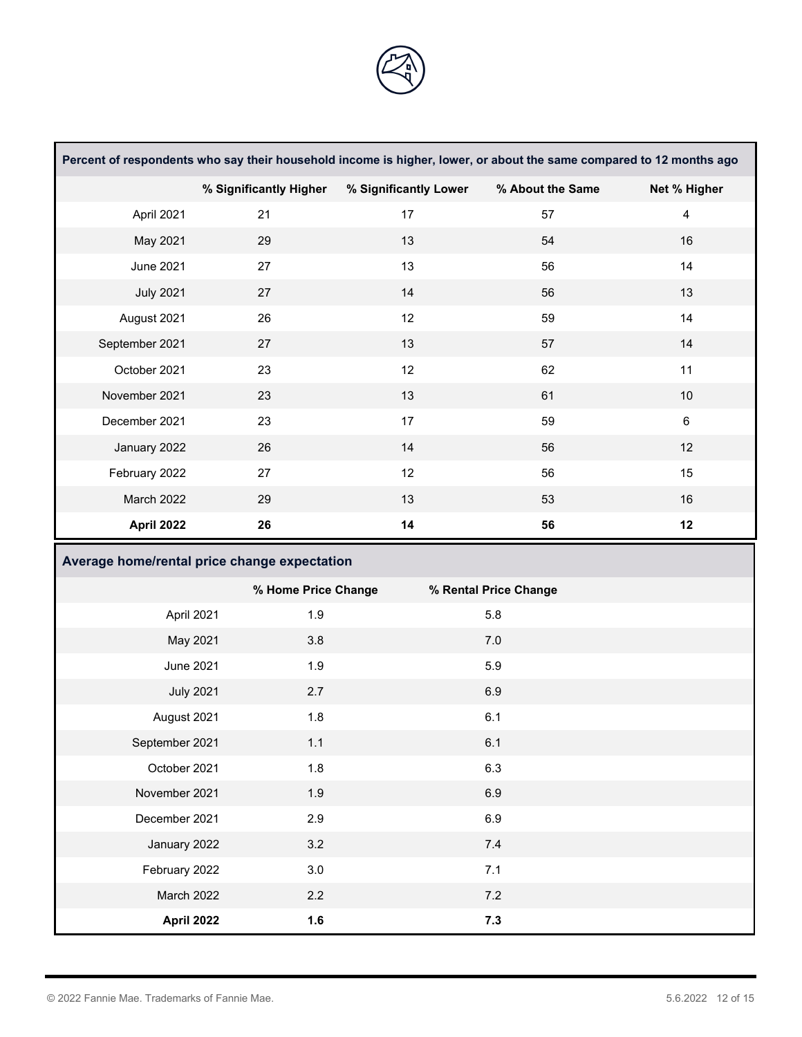| Percent of respondents who say their household income is higher, lower, or about the same compared to 12 months ago | | | | |
|---|---|---|---|---|
| | % Significantly Higher | % Significantly Lower | % About the Same | Net % Higher |
| April 2021 | 21 | 17 | 57 | 4 |
| May 2021 | 29 | 13 | 54 | 16 |
| June 2021 | 27 | 13 | 56 | 14 |
| July 2021 | 27 | 14 | 56 | 13 |
| August 2021 | 26 | 12 | 59 | 14 |
| September 2021 | 27 | 13 | 57 | 14 |
| October 2021 | 23 | 12 | 62 | 11 |
| November 2021 | 23 | 13 | 61 | 10 |
| December 2021 | 23 | 17 | 59 | 6 |
| January 2022 | 26 | 14 | 56 | 12 |
| February 2022 | 27 | 12 | 56 | 15 |
| March 2022 | 29 | 13 | 53 | 16 |
| **April 2022** | **26** | **14** | **56** | **12** |

| Average home/rental price change expectation | | |
|---|---|---|
| | % Home Price Change | % Rental Price Change |
| April 2021 | 1.9 | 5.8 |
| May 2021 | 3.8 | 7.0 |
| June 2021 | 1.9 | 5.9 |
| July 2021 | 2.7 | 6.9 |
| August 2021 | 1.8 | 6.1 |
| September 2021 | 1.1 | 6.1 |
| October 2021 | 1.8 | 6.3 |
| November 2021 | 1.9 | 6.9 |
| December 2021 | 2.9 | 6.9 |
| January 2022 | 3.2 | 7.4 |
| February 2022 | 3.0 | 7.1 |
| March 2022 | 2.2 | 7.2 |
| **April 2022** | **1.6** | **7.3** |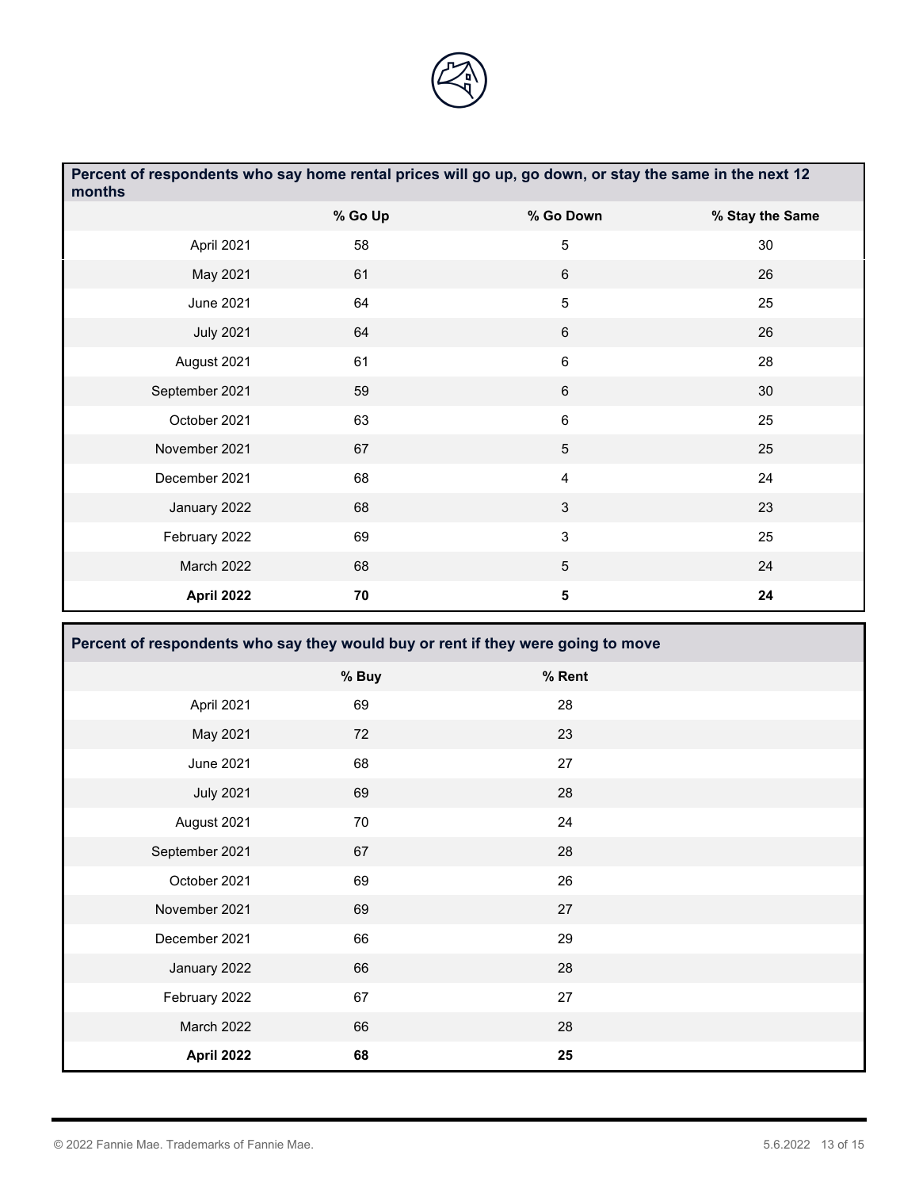| Percent of respondents who say home rental prices will go up, go down, or stay the same in the next 12 months | | | |
|---|---|---|---|
| | % Go Up | % Go Down | % Stay the Same |
| April 2021 | 58 | 5 | 30 |
| May 2021 | 61 | 6 | 26 |
| June 2021 | 64 | 5 | 25 |
| July 2021 | 64 | 6 | 26 |
| August 2021 | 61 | 6 | 28 |
| September 2021 | 59 | 6 | 30 |
| October 2021 | 63 | 6 | 25 |
| November 2021 | 67 | 5 | 25 |
| December 2021 | 68 | 4 | 24 |
| January 2022 | 68 | 3 | 23 |
| February 2022 | 69 | 3 | 25 |
| March 2022 | 68 | 5 | 24 |
| **April 2022** | **70** | **5** | **24** |

| Percent of respondents who say they would buy or rent if they were going to move | | |
|---|---|---|
| | % Buy | % Rent |
| April 2021 | 69 | 28 |
| May 2021 | 72 | 23 |
| June 2021 | 68 | 27 |
| July 2021 | 69 | 28 |
| August 2021 | 70 | 24 |
| September 2021 | 67 | 28 |
| October 2021 | 69 | 26 |
| November 2021 | 69 | 27 |
| December 2021 | 66 | 29 |
| January 2022 | 66 | 28 |
| February 2022 | 67 | 27 |
| March 2022 | 66 | 28 |
| **April 2022** | **68** | **25** |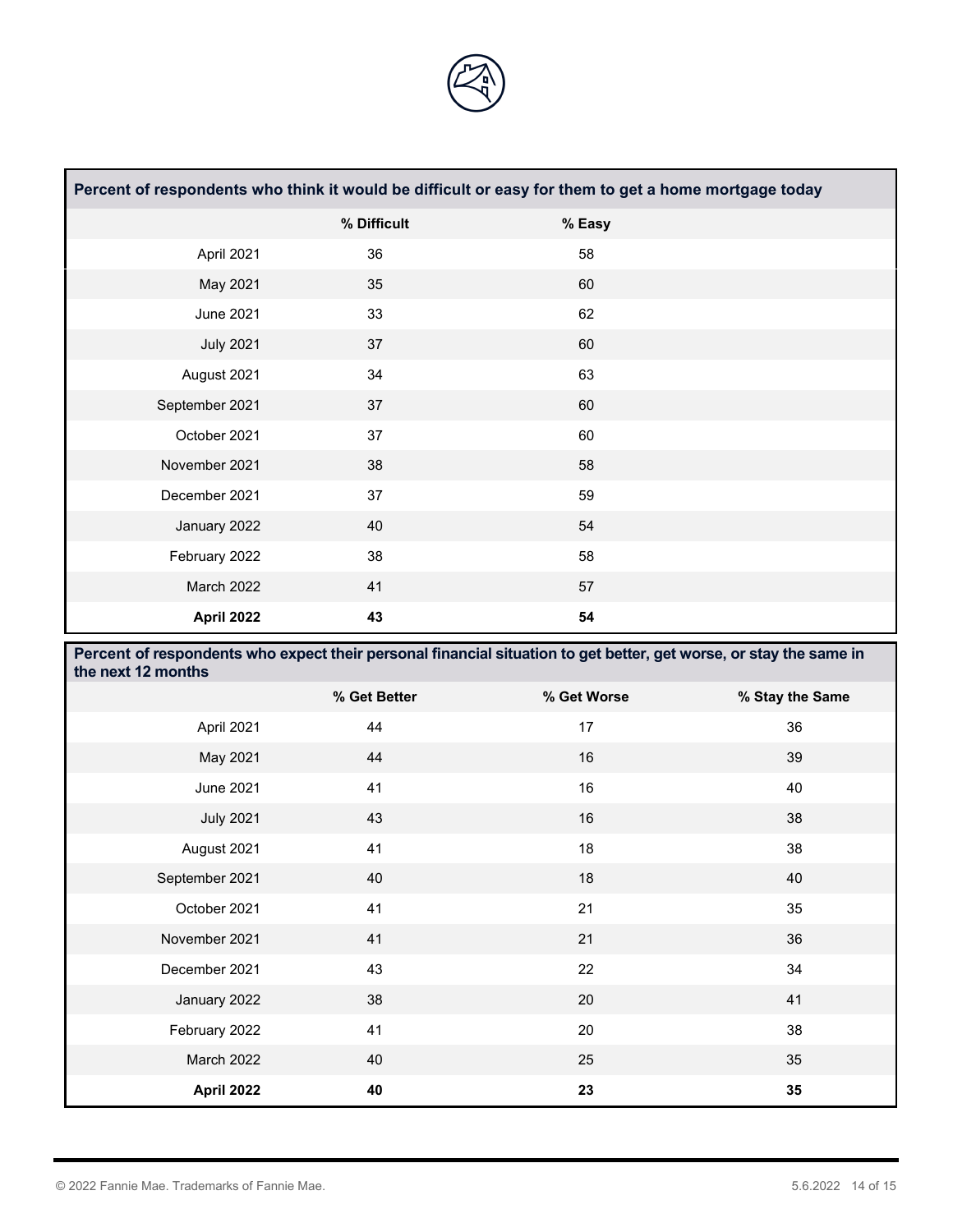| Percent of respondents who think it would be difficult or easy for them to get a home mortgage today | | |
|---|---|---|
| | % Difficult | % Easy |
| April 2021 | 36 | 58 |
| May 2021 | 35 | 60 |
| June 2021 | 33 | 62 |
| July 2021 | 37 | 60 |
| August 2021 | 34 | 63 |
| September 2021 | 37 | 60 |
| October 2021 | 37 | 60 |
| November 2021 | 38 | 58 |
| December 2021 | 37 | 59 |
| January 2022 | 40 | 54 |
| February 2022 | 38 | 58 |
| March 2022 | 41 | 57 |
| **April 2022** | **43** | **54** |

| Percent of respondents who expect their personal financial situation to get better, get worse, or stay the same in the next 12 months | | | |
|---|---|---|---|
| | % Get Better | % Get Worse | % Stay the Same |
| April 2021 | 44 | 17 | 36 |
| May 2021 | 44 | 16 | 39 |
| June 2021 | 41 | 16 | 40 |
| July 2021 | 43 | 16 | 38 |
| August 2021 | 41 | 18 | 38 |
| September 2021 | 40 | 18 | 40 |
| October 2021 | 41 | 21 | 35 |
| November 2021 | 41 | 21 | 36 |
| December 2021 | 43 | 22 | 34 |
| January 2022 | 38 | 20 | 41 |
| February 2022 | 41 | 20 | 38 |
| March 2022 | 40 | 25 | 35 |
| **April 2022** | **40** | **23** | **35** |

© 2022 Fannie Mae. Trademarks of Fannie Mae.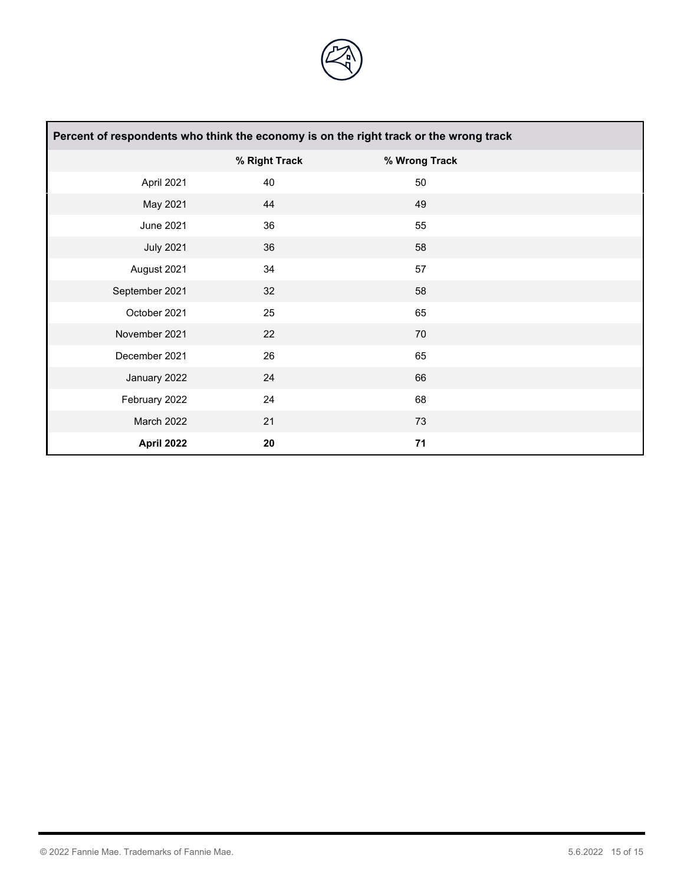**Percent of respondents who think the economy is on the right track or the wrong track**

| | % Right Track | % Wrong Track |
|---|---|---|
| April 2021 | 40 | 50 |
| May 2021 | 44 | 49 |
| June 2021 | 36 | 55 |
| July 2021 | 36 | 58 |
| August 2021 | 34 | 57 |
| September 2021 | 32 | 58 |
| October 2021 | 25 | 65 |
| November 2021 | 22 | 70 |
| December 2021 | 26 | 65 |
| January 2022 | 24 | 66 |
| February 2022 | 24 | 68 |
| March 2022 | 21 | 73 |
| **April 2022** | **20** | **71** |

© 2022 Fannie Mae. Trademarks of Fannie Mae.